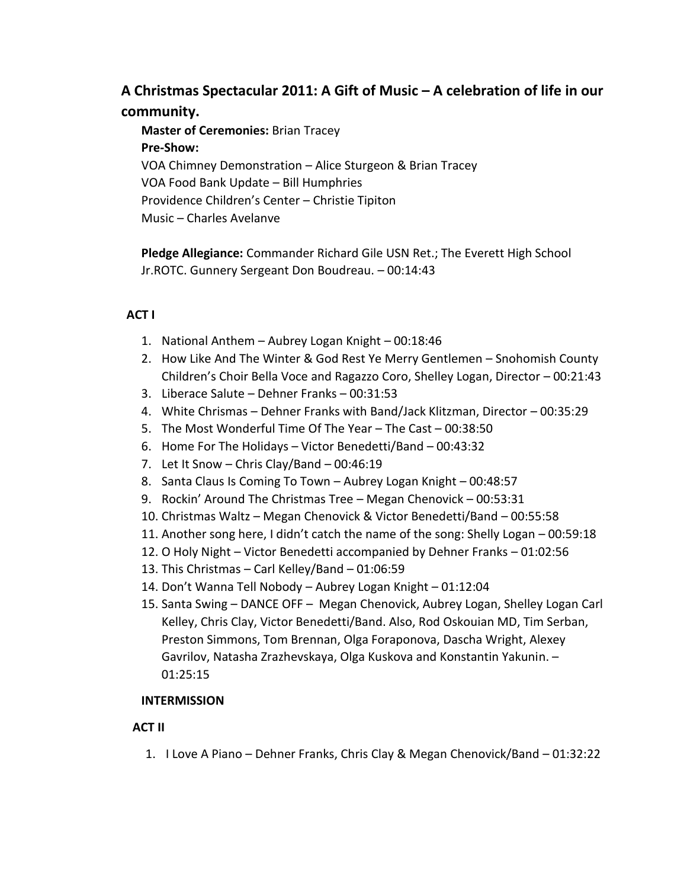## A Christmas Spectacular 2011: A Gift of Music – A celebration of life in our community.

**Master of Ceremonies:** Brian Tracey

**Pre-Show:**

VOA Chimney Demonstration – Alice Sturgeon & Brian Tracey
VOA Food Bank Update – Bill Humphries
Providence Children's Center – Christie Tipiton
Music – Charles Avelanve

**Pledge Allegiance:** Commander Richard Gile USN Ret.; The Everett High School Jr.ROTC. Gunnery Sergeant Don Boudreau. – 00:14:43

### ACT I

1. National Anthem – Aubrey Logan Knight – 00:18:46
2. How Like And The Winter & God Rest Ye Merry Gentlemen – Snohomish County Children's Choir Bella Voce and Ragazzo Coro, Shelley Logan, Director – 00:21:43
3. Liberace Salute – Dehner Franks – 00:31:53
4. White Chrismas – Dehner Franks with Band/Jack Klitzman, Director – 00:35:29
5. The Most Wonderful Time Of The Year – The Cast – 00:38:50
6. Home For The Holidays – Victor Benedetti/Band – 00:43:32
7. Let It Snow – Chris Clay/Band – 00:46:19
8. Santa Claus Is Coming To Town – Aubrey Logan Knight – 00:48:57
9. Rockin' Around The Christmas Tree – Megan Chenovick – 00:53:31
10. Christmas Waltz – Megan Chenovick & Victor Benedetti/Band – 00:55:58
11. Another song here, I didn't catch the name of the song: Shelly Logan – 00:59:18
12. O Holy Night – Victor Benedetti accompanied by Dehner Franks – 01:02:56
13. This Christmas – Carl Kelley/Band – 01:06:59
14. Don't Wanna Tell Nobody – Aubrey Logan Knight – 01:12:04
15. Santa Swing – DANCE OFF – Megan Chenovick, Aubrey Logan, Shelley Logan Carl Kelley, Chris Clay, Victor Benedetti/Band. Also, Rod Oskouian MD, Tim Serban, Preston Simmons, Tom Brennan, Olga Foraponova, Dascha Wright, Alexey Gavrilov, Natasha Zrazhevskaya, Olga Kuskova and Konstantin Yakunin. – 01:25:15

**INTERMISSION**

### ACT II

1. I Love A Piano – Dehner Franks, Chris Clay & Megan Chenovick/Band – 01:32:22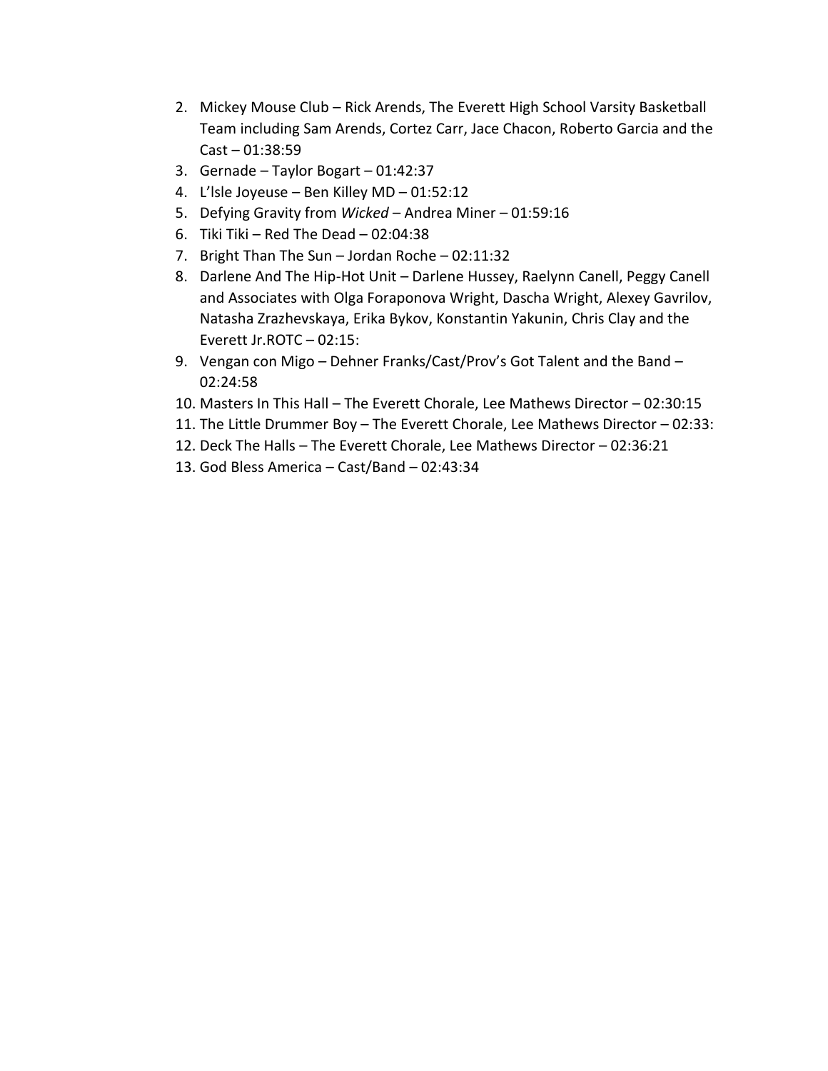2. Mickey Mouse Club – Rick Arends, The Everett High School Varsity Basketball Team including Sam Arends, Cortez Carr, Jace Chacon, Roberto Garcia and the Cast – 01:38:59
3. Gernade – Taylor Bogart – 01:42:37
4. L'lsle Joyeuse – Ben Killey MD – 01:52:12
5. Defying Gravity from *Wicked* – Andrea Miner – 01:59:16
6. Tiki Tiki – Red The Dead – 02:04:38
7. Bright Than The Sun – Jordan Roche – 02:11:32
8. Darlene And The Hip-Hot Unit – Darlene Hussey, Raelynn Canell, Peggy Canell and Associates with Olga Foraponova Wright, Dascha Wright, Alexey Gavrilov, Natasha Zrazhevskaya, Erika Bykov, Konstantin Yakunin, Chris Clay and the Everett Jr.ROTC – 02:15:
9. Vengan con Migo – Dehner Franks/Cast/Prov's Got Talent and the Band – 02:24:58
10. Masters In This Hall – The Everett Chorale, Lee Mathews Director – 02:30:15
11. The Little Drummer Boy – The Everett Chorale, Lee Mathews Director – 02:33:
12. Deck The Halls – The Everett Chorale, Lee Mathews Director – 02:36:21
13. God Bless America – Cast/Band – 02:43:34